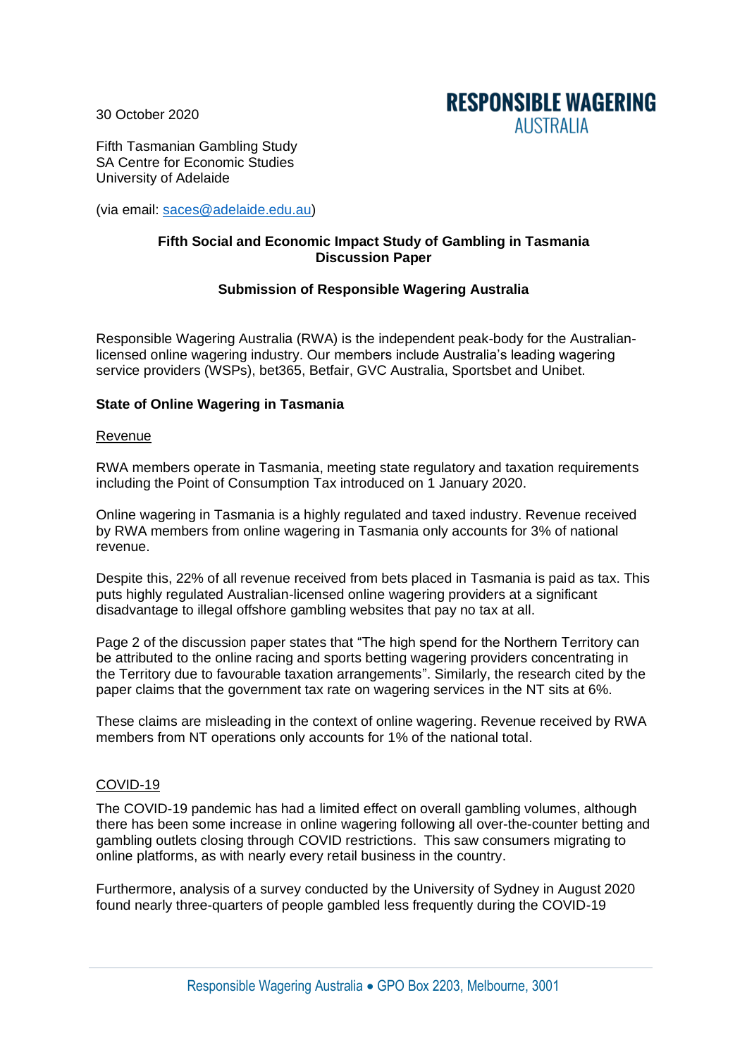30 October 2020

**RESPONSIBLE WAGERING AUSTRALIA**

Fifth Tasmanian Gambling Study
SA Centre for Economic Studies
University of Adelaide

(via email: saces@adelaide.edu.au)

**Fifth Social and Economic Impact Study of Gambling in Tasmania Discussion Paper**

**Submission of Responsible Wagering Australia**

Responsible Wagering Australia (RWA) is the independent peak-body for the Australian-licensed online wagering industry. Our members include Australia's leading wagering service providers (WSPs), bet365, Betfair, GVC Australia, Sportsbet and Unibet.

**State of Online Wagering in Tasmania**

Revenue

RWA members operate in Tasmania, meeting state regulatory and taxation requirements including the Point of Consumption Tax introduced on 1 January 2020.

Online wagering in Tasmania is a highly regulated and taxed industry. Revenue received by RWA members from online wagering in Tasmania only accounts for 3% of national revenue.

Despite this, 22% of all revenue received from bets placed in Tasmania is paid as tax. This puts highly regulated Australian-licensed online wagering providers at a significant disadvantage to illegal offshore gambling websites that pay no tax at all.

Page 2 of the discussion paper states that "The high spend for the Northern Territory can be attributed to the online racing and sports betting wagering providers concentrating in the Territory due to favourable taxation arrangements". Similarly, the research cited by the paper claims that the government tax rate on wagering services in the NT sits at 6%.

These claims are misleading in the context of online wagering. Revenue received by RWA members from NT operations only accounts for 1% of the national total.

COVID-19

The COVID-19 pandemic has had a limited effect on overall gambling volumes, although there has been some increase in online wagering following all over-the-counter betting and gambling outlets closing through COVID restrictions. This saw consumers migrating to online platforms, as with nearly every retail business in the country.

Furthermore, analysis of a survey conducted by the University of Sydney in August 2020 found nearly three-quarters of people gambled less frequently during the COVID-19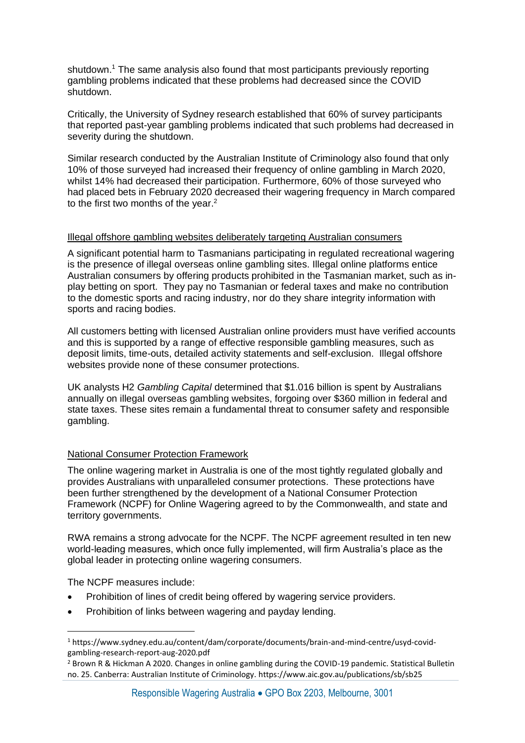shutdown.[1] The same analysis also found that most participants previously reporting gambling problems indicated that these problems had decreased since the COVID shutdown.

Critically, the University of Sydney research established that 60% of survey participants that reported past-year gambling problems indicated that such problems had decreased in severity during the shutdown.

Similar research conducted by the Australian Institute of Criminology also found that only 10% of those surveyed had increased their frequency of online gambling in March 2020, whilst 14% had decreased their participation. Furthermore, 60% of those surveyed who had placed bets in February 2020 decreased their wagering frequency in March compared to the first two months of the year.[2]

## Illegal offshore gambling websites deliberately targeting Australian consumers

A significant potential harm to Tasmanians participating in regulated recreational wagering is the presence of illegal overseas online gambling sites. Illegal online platforms entice Australian consumers by offering products prohibited in the Tasmanian market, such as in-play betting on sport. They pay no Tasmanian or federal taxes and make no contribution to the domestic sports and racing industry, nor do they share integrity information with sports and racing bodies.

All customers betting with licensed Australian online providers must have verified accounts and this is supported by a range of effective responsible gambling measures, such as deposit limits, time-outs, detailed activity statements and self-exclusion. Illegal offshore websites provide none of these consumer protections.

UK analysts H2 *Gambling Capital* determined that $1.016 billion is spent by Australians annually on illegal overseas gambling websites, forgoing over $360 million in federal and state taxes. These sites remain a fundamental threat to consumer safety and responsible gambling.

## National Consumer Protection Framework

The online wagering market in Australia is one of the most tightly regulated globally and provides Australians with unparalleled consumer protections. These protections have been further strengthened by the development of a National Consumer Protection Framework (NCPF) for Online Wagering agreed to by the Commonwealth, and state and territory governments.

RWA remains a strong advocate for the NCPF. The NCPF agreement resulted in ten new world-leading measures, which once fully implemented, will firm Australia's place as the global leader in protecting online wagering consumers.

The NCPF measures include:

- Prohibition of lines of credit being offered by wagering service providers.
- Prohibition of links between wagering and payday lending.

---

[1] https://www.sydney.edu.au/content/dam/corporate/documents/brain-and-mind-centre/usyd-covid-gambling-research-report-aug-2020.pdf

[2] Brown R & Hickman A 2020. Changes in online gambling during the COVID-19 pandemic. Statistical Bulletin no. 25. Canberra: Australian Institute of Criminology. https://www.aic.gov.au/publications/sb/sb25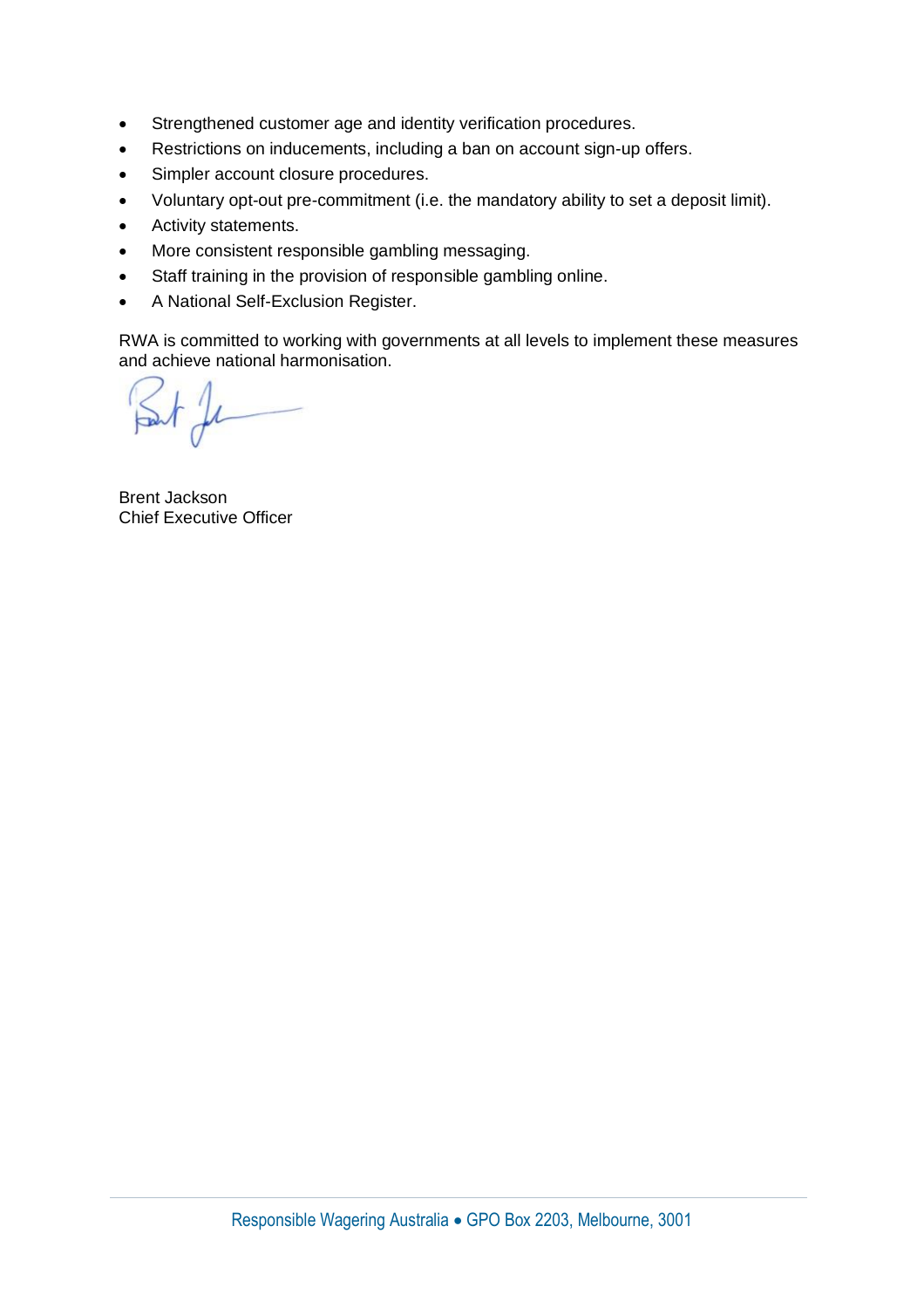- Strengthened customer age and identity verification procedures.
- Restrictions on inducements, including a ban on account sign-up offers.
- Simpler account closure procedures.
- Voluntary opt-out pre-commitment (i.e. the mandatory ability to set a deposit limit).
- Activity statements.
- More consistent responsible gambling messaging.
- Staff training in the provision of responsible gambling online.
- A National Self-Exclusion Register.

RWA is committed to working with governments at all levels to implement these measures and achieve national harmonisation.

Brent Jackson
Chief Executive Officer

Responsible Wagering Australia • GPO Box 2203, Melbourne, 3001